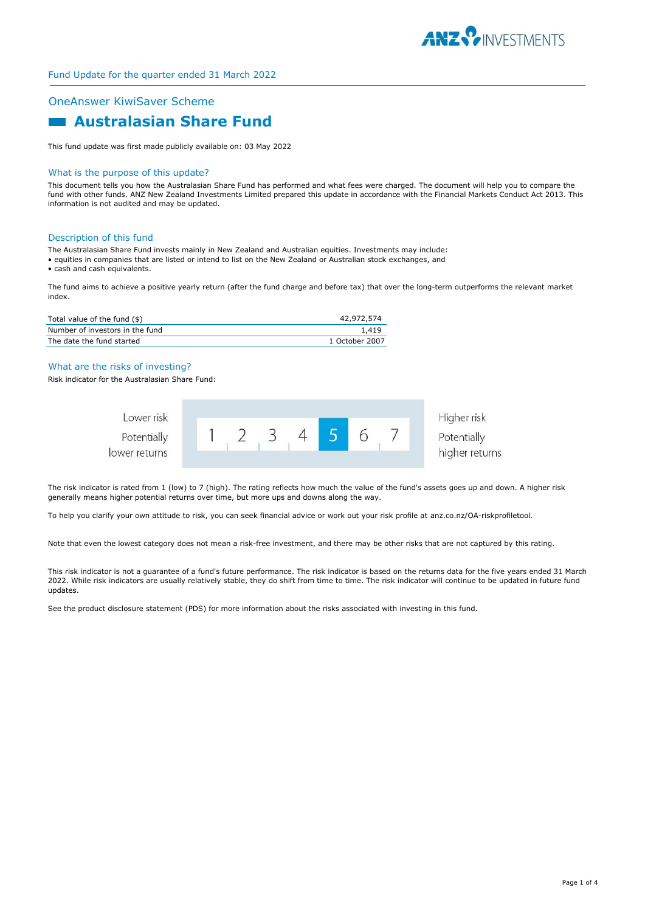Fund Update for the quarter ended 31 March 2022

## OneAnswer KiwiSaver Scheme

# Australasian Share Fund

This fund update was first made publicly available on: 03 May 2022

### What is the purpose of this update?

This document tells you how the Australasian Share Fund has performed and what fees were charged. The document will help you to compare the fund with other funds. ANZ New Zealand Investments Limited prepared this update in accordance with the Financial Markets Conduct Act 2013. This information is not audited and may be updated.

### Description of this fund

The Australasian Share Fund invests mainly in New Zealand and Australian equities. Investments may include:

- equities in companies that are listed or intend to list on the New Zealand or Australian stock exchanges, and
- cash and cash equivalents.

The fund aims to achieve a positive yearly return (after the fund charge and before tax) that over the long-term outperforms the relevant market index.

| | |
|---|---|
| Total value of the fund ($) | 42,972,574 |
| Number of investors in the fund | 1,419 |
| The date the fund started | 1 October 2007 |

### What are the risks of investing?

Risk indicator for the Australasian Share Fund:

| Lower risk<br>Potentially lower returns | 1 | 2 | 3 | 4 | **5** | 6 | 7 | Higher risk<br>Potentially higher returns |
|---|---|---|---|---|---|---|---|---|

The risk indicator is rated from 1 (low) to 7 (high). The rating reflects how much the value of the fund's assets goes up and down. A higher risk generally means higher potential returns over time, but more ups and downs along the way.

To help you clarify your own attitude to risk, you can seek financial advice or work out your risk profile at anz.co.nz/OA-riskprofiletool.

Note that even the lowest category does not mean a risk-free investment, and there may be other risks that are not captured by this rating.

This risk indicator is not a guarantee of a fund's future performance. The risk indicator is based on the returns data for the five years ended 31 March 2022. While risk indicators are usually relatively stable, they do shift from time to time. The risk indicator will continue to be updated in future fund updates.

See the product disclosure statement (PDS) for more information about the risks associated with investing in this fund.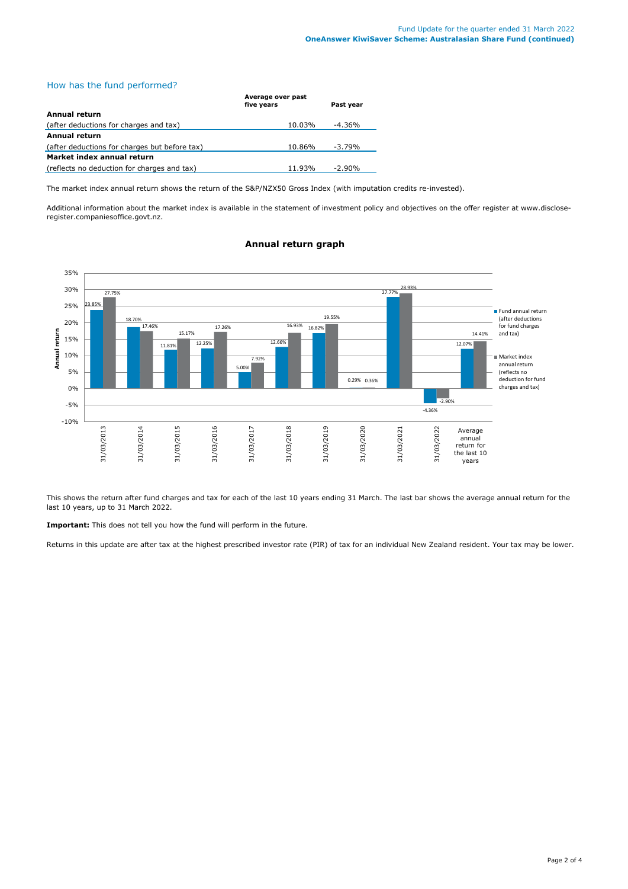## How has the fund performed?

| | Average over past five years | Past year |
|---|---|---|
| **Annual return** | | |
| (after deductions for charges and tax) | 10.03% | -4.36% |
| **Annual return** | | |
| (after deductions for charges but before tax) | 10.86% | -3.79% |
| **Market index annual return** | | |
| (reflects no deduction for charges and tax) | 11.93% | -2.90% |

The market index annual return shows the return of the S&P/NZX50 Gross Index (with imputation credits re-invested).

Additional information about the market index is available in the statement of investment policy and objectives on the offer register at www.disclose-register.companiesoffice.govt.nz.

### Annual return graph

| Year ending | Fund annual return (after deductions for fund charges and tax) | Market index annual return (reflects no deduction for fund charges and tax) |
|---|---|---|
| 31/03/2013 | 23.85% | 27.75% |
| 31/03/2014 | 18.70% | 17.46% |
| 31/03/2015 | 11.81% | 15.17% |
| 31/03/2016 | 12.25% | 17.26% |
| 31/03/2017 | 5.00% | 7.92% |
| 31/03/2018 | 12.66% | 16.93% |
| 31/03/2019 | 16.82% | 19.55% |
| 31/03/2020 | 0.29% | 0.36% |
| 31/03/2021 | 27.77% | 28.93% |
| 31/03/2022 | -4.36% | -2.90% |
| Average annual return for the last 10 years | 12.07% | 14.41% |

This shows the return after fund charges and tax for each of the last 10 years ending 31 March. The last bar shows the average annual return for the last 10 years, up to 31 March 2022.

**Important:** This does not tell you how the fund will perform in the future.

Returns in this update are after tax at the highest prescribed investor rate (PIR) of tax for an individual New Zealand resident. Your tax may be lower.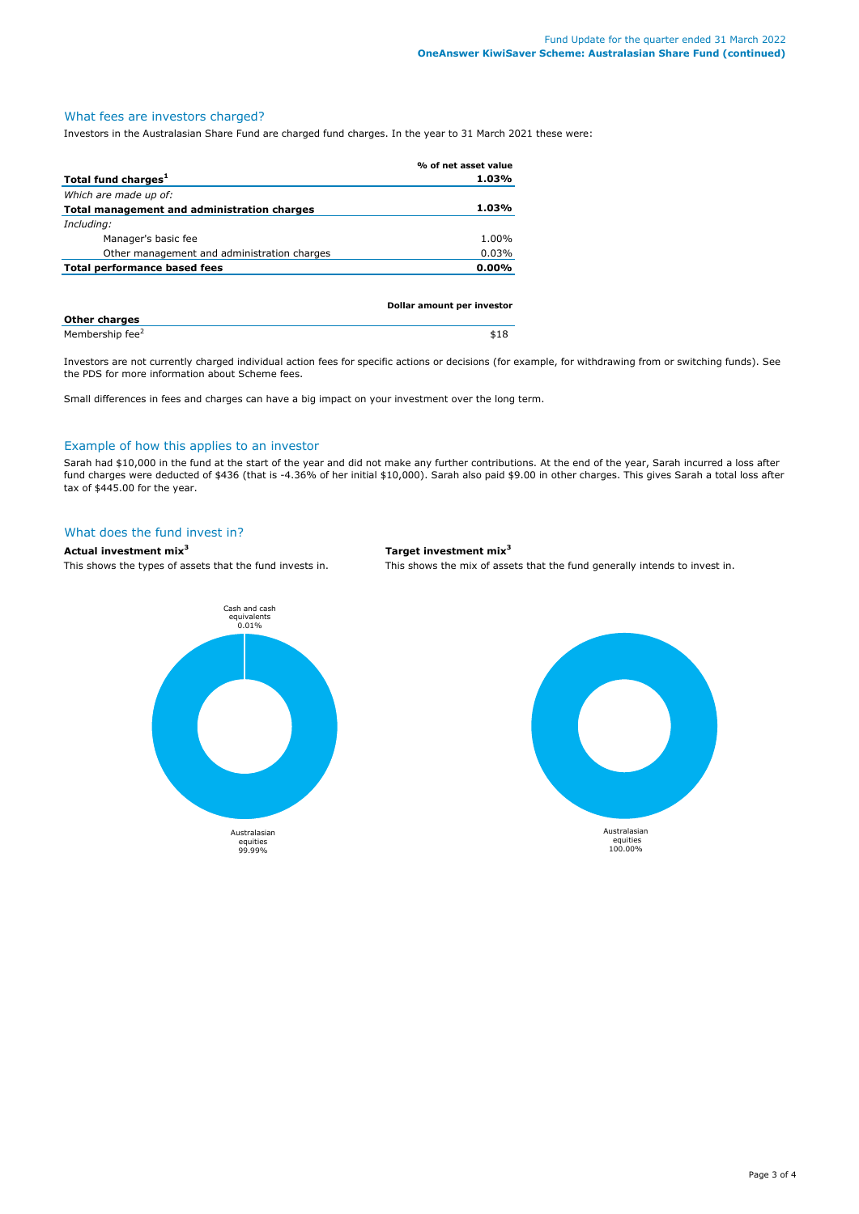## What fees are investors charged?

Investors in the Australasian Share Fund are charged fund charges. In the year to 31 March 2021 these were:

| | % of net asset value |
|---|---|
| **Total fund charges[1]** | **1.03%** |
| *Which are made up of:* | |
| **Total management and administration charges** | **1.03%** |
| *Including:* | |
| Manager's basic fee | 1.00% |
| Other management and administration charges | 0.03% |
| **Total performance based fees** | **0.00%** |

| | Dollar amount per investor |
|---|---|
| **Other charges** | |
| Membership fee[2] | $18 |

Investors are not currently charged individual action fees for specific actions or decisions (for example, for withdrawing from or switching funds). See the PDS for more information about Scheme fees.

Small differences in fees and charges can have a big impact on your investment over the long term.

## Example of how this applies to an investor

Sarah had $10,000 in the fund at the start of the year and did not make any further contributions. At the end of the year, Sarah incurred a loss after fund charges were deducted of $436 (that is -4.36% of her initial $10,000). Sarah also paid $9.00 in other charges. This gives Sarah a total loss after tax of $445.00 for the year.

## What does the fund invest in?

**Actual investment mix[3]**

This shows the types of assets that the fund invests in.

- Cash and cash equivalents 0.01%
- Australasian equities 99.99%

**Target investment mix[3]**

This shows the mix of assets that the fund generally intends to invest in.

- Australasian equities 100.00%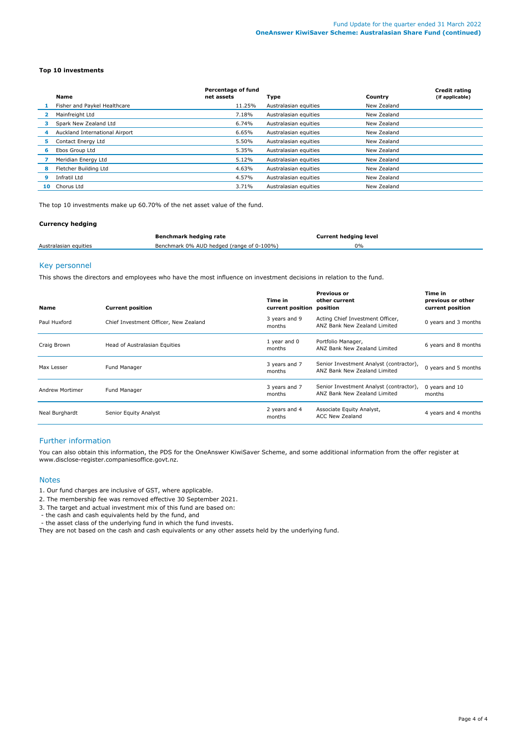### Top 10 investments

| | Name | Percentage of fund net assets | Type | Country | Credit rating (if applicable) |
|---|---|---|---|---|---|
| 1 | Fisher and Paykel Healthcare | 11.25% | Australasian equities | New Zealand | |
| 2 | Mainfreight Ltd | 7.18% | Australasian equities | New Zealand | |
| 3 | Spark New Zealand Ltd | 6.74% | Australasian equities | New Zealand | |
| 4 | Auckland International Airport | 6.65% | Australasian equities | New Zealand | |
| 5 | Contact Energy Ltd | 5.50% | Australasian equities | New Zealand | |
| 6 | Ebos Group Ltd | 5.35% | Australasian equities | New Zealand | |
| 7 | Meridian Energy Ltd | 5.12% | Australasian equities | New Zealand | |
| 8 | Fletcher Building Ltd | 4.63% | Australasian equities | New Zealand | |
| 9 | Infratil Ltd | 4.57% | Australasian equities | New Zealand | |
| 10 | Chorus Ltd | 3.71% | Australasian equities | New Zealand | |

The top 10 investments make up 60.70% of the net asset value of the fund.

### Currency hedging

| | Benchmark hedging rate | Current hedging level |
|---|---|---|
| Australasian equities | Benchmark 0% AUD hedged (range of 0-100%) | 0% |

## Key personnel

This shows the directors and employees who have the most influence on investment decisions in relation to the fund.

| Name | Current position | Time in current position | Previous or other current position | Time in previous or other current position |
|---|---|---|---|---|
| Paul Huxford | Chief Investment Officer, New Zealand | 3 years and 9 months | Acting Chief Investment Officer, ANZ Bank New Zealand Limited | 0 years and 3 months |
| Craig Brown | Head of Australasian Equities | 1 year and 0 months | Portfolio Manager, ANZ Bank New Zealand Limited | 6 years and 8 months |
| Max Lesser | Fund Manager | 3 years and 7 months | Senior Investment Analyst (contractor), ANZ Bank New Zealand Limited | 0 years and 5 months |
| Andrew Mortimer | Fund Manager | 3 years and 7 months | Senior Investment Analyst (contractor), ANZ Bank New Zealand Limited | 0 years and 10 months |
| Neal Burghardt | Senior Equity Analyst | 2 years and 4 months | Associate Equity Analyst, ACC New Zealand | 4 years and 4 months |

## Further information

You can also obtain this information, the PDS for the OneAnswer KiwiSaver Scheme, and some additional information from the offer register at www.disclose-register.companiesoffice.govt.nz.

## Notes

1. Our fund charges are inclusive of GST, where applicable.
2. The membership fee was removed effective 30 September 2021.
3. The target and actual investment mix of this fund are based on:
 - the cash and cash equivalents held by the fund, and
 - the asset class of the underlying fund in which the fund invests.

They are not based on the cash and cash equivalents or any other assets held by the underlying fund.